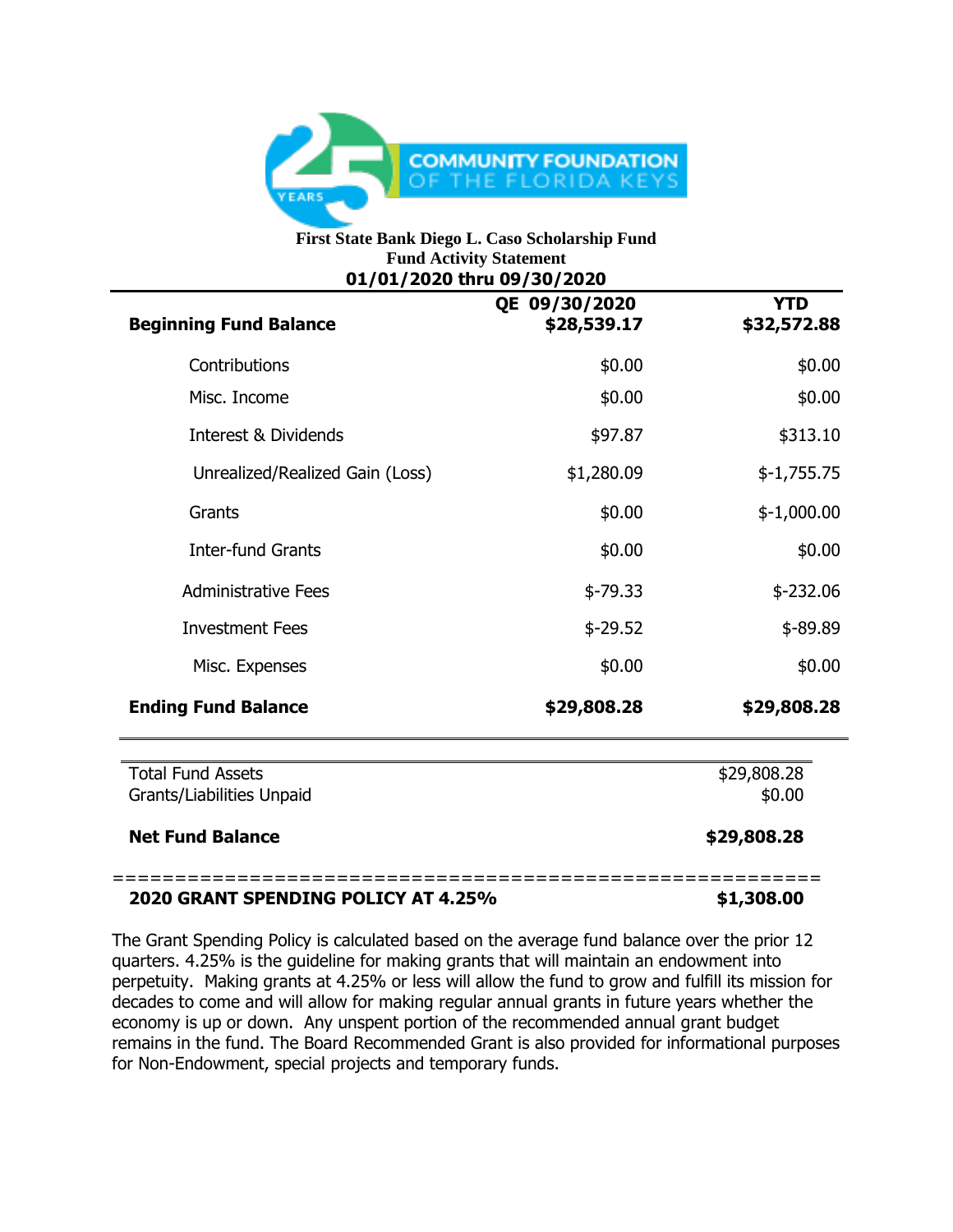COMMUNITY FOUNDATION OF THE FLORIDA KEYS

**First State Bank Diego L. Caso Scholarship Fund**
**Fund Activity Statement**
**01/01/2020 thru 09/30/2020**

| | QE 09/30/2020 | YTD |
|---|---|---|
| **Beginning Fund Balance** | **$28,539.17** | **$32,572.88** |
| Contributions | $0.00 | $0.00 |
| Misc. Income | $0.00 | $0.00 |
| Interest & Dividends | $97.87 | $313.10 |
| Unrealized/Realized Gain (Loss) | $1,280.09 | $-1,755.75 |
| Grants | $0.00 | $-1,000.00 |
| Inter-fund Grants | $0.00 | $0.00 |
| Administrative Fees | $-79.33 | $-232.06 |
| Investment Fees | $-29.52 | $-89.89 |
| Misc. Expenses | $0.00 | $0.00 |
| **Ending Fund Balance** | **$29,808.28** | **$29,808.28** |

| | |
|---|---|
| Total Fund Assets | $29,808.28 |
| Grants/Liabilities Unpaid | $0.00 |
| **Net Fund Balance** | **$29,808.28** |

========================================================

**2020 GRANT SPENDING POLICY AT 4.25%** **$1,308.00**

The Grant Spending Policy is calculated based on the average fund balance over the prior 12 quarters. 4.25% is the guideline for making grants that will maintain an endowment into perpetuity. Making grants at 4.25% or less will allow the fund to grow and fulfill its mission for decades to come and will allow for making regular annual grants in future years whether the economy is up or down. Any unspent portion of the recommended annual grant budget remains in the fund. The Board Recommended Grant is also provided for informational purposes for Non-Endowment, special projects and temporary funds.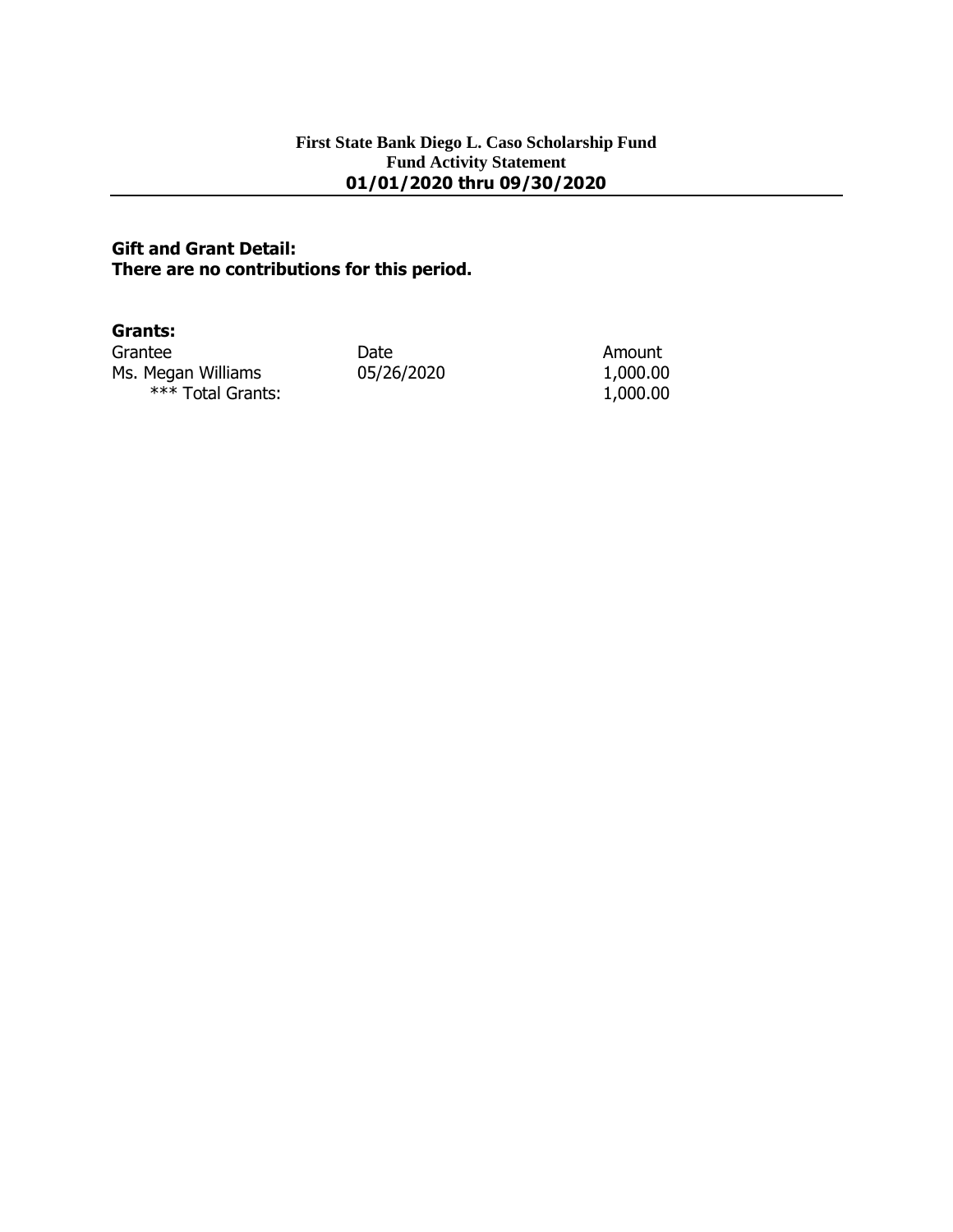**First State Bank Diego L. Caso Scholarship Fund**
**Fund Activity Statement**
**01/01/2020 thru 09/30/2020**

**Gift and Grant Detail:**
**There are no contributions for this period.**

**Grants:**

| Grantee | Date | Amount |
|---|---|---|
| Ms. Megan Williams | 05/26/2020 | 1,000.00 |
| *** Total Grants: | | 1,000.00 |